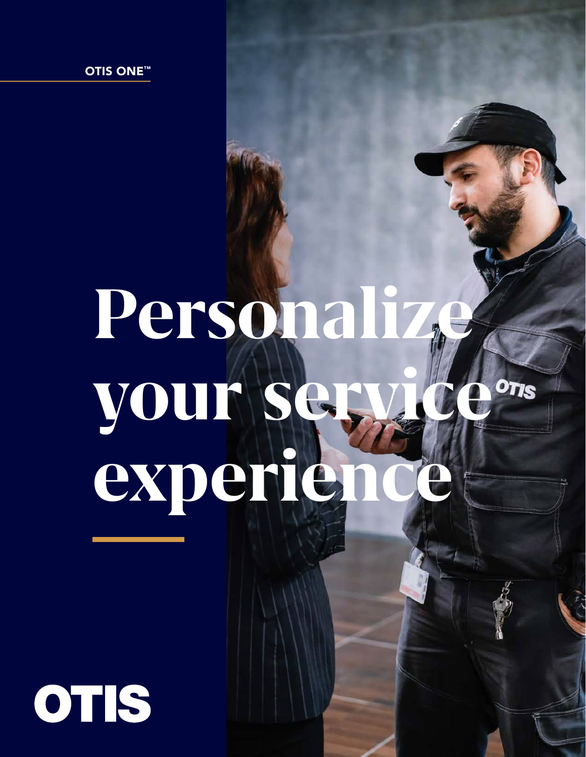OTIS ONE™

# Personalize your service experience

OTIS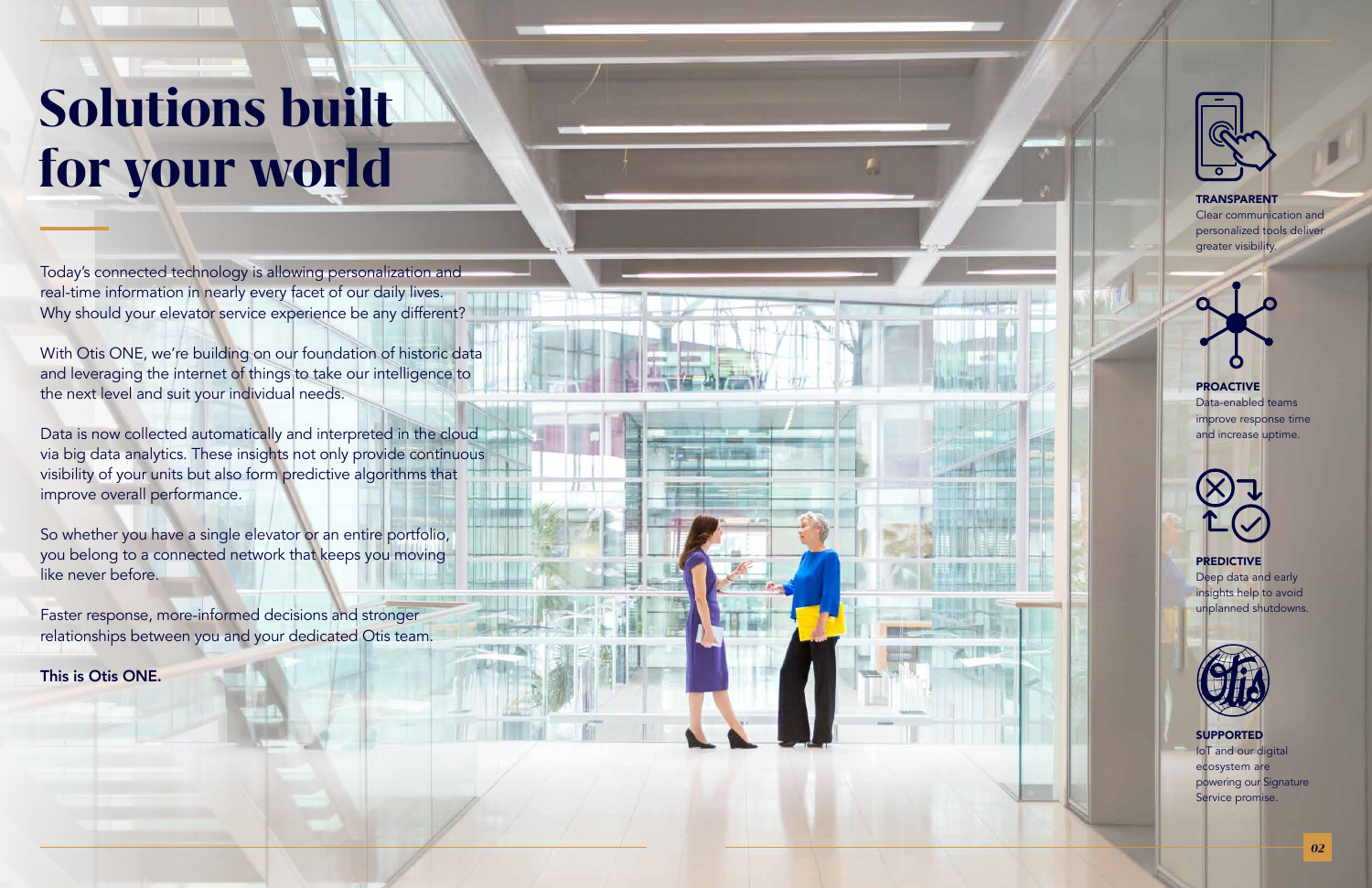# Solutions built for your world

Today's connected technology is allowing personalization and real-time information in nearly every facet of our daily lives. Why should your elevator service experience be any different?

With Otis ONE, we're building on our foundation of historic data and leveraging the internet of things to take our intelligence to the next level and suit your individual needs.

Data is now collected automatically and interpreted in the cloud via big data analytics. These insights not only provide continuous visibility of your units but also form predictive algorithms that improve overall performance.

So whether you have a single elevator or an entire portfolio, you belong to a connected network that keeps you moving like never before.

Faster response, more-informed decisions and stronger relationships between you and your dedicated Otis team.

**This is Otis ONE.**

**TRANSPARENT**
Clear communication and personalized tools deliver greater visibility.

**PROACTIVE**
Data-enabled teams improve response time and increase uptime.

**PREDICTIVE**
Deep data and early insights help to avoid unplanned shutdowns.

**SUPPORTED**
IoT and our digital ecosystem are powering our Signature Service promise.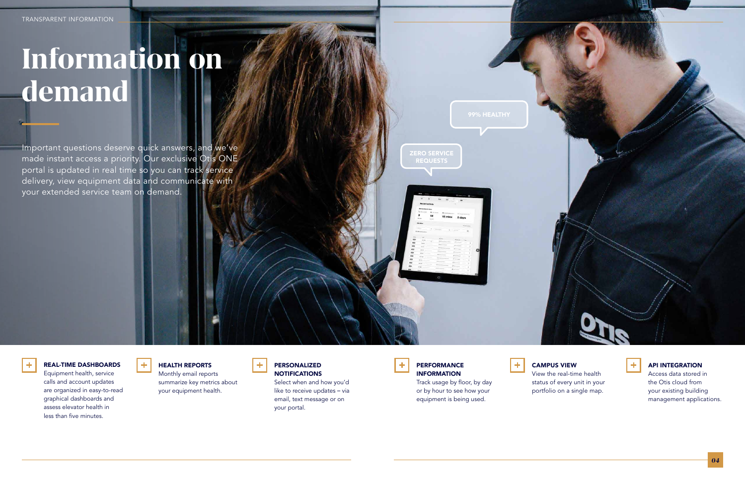TRANSPARENT INFORMATION

# Information on demand

Important questions deserve quick answers, and we've made instant access a priority. Our exclusive Otis ONE portal is updated in real time so you can track service delivery, view equipment data and communicate with your extended service team on demand.

99% HEALTHY

ZERO SERVICE REQUESTS

**REAL-TIME DASHBOARDS**
Equipment health, service calls and account updates are organized in easy-to-read graphical dashboards and assess elevator health in less than five minutes.

**HEALTH REPORTS**
Monthly email reports summarize key metrics about your equipment health.

**PERSONALIZED NOTIFICATIONS**
Select when and how you'd like to receive updates – via email, text message or on your portal.

**PERFORMANCE INFORMATION**
Track usage by floor, by day or by hour to see how your equipment is being used.

**CAMPUS VIEW**
View the real-time health status of every unit in your portfolio on a single map.

**API INTEGRATION**
Access data stored in the Otis cloud from your existing building management applications.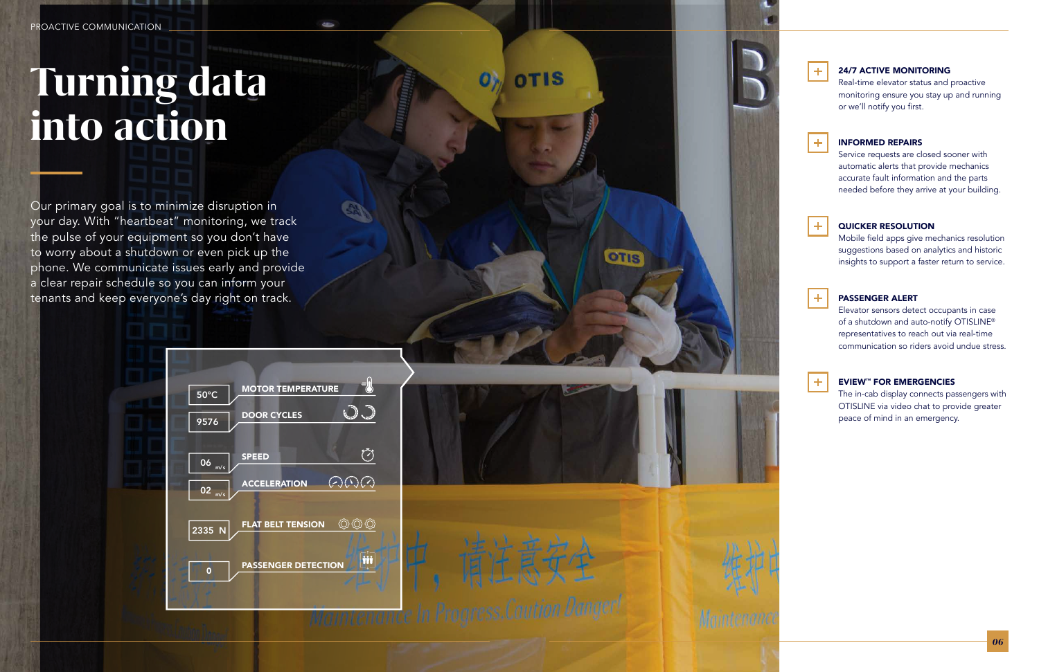PROACTIVE COMMUNICATION

# Turning data into action

Our primary goal is to minimize disruption in your day. With "heartbeat" monitoring, we track the pulse of your equipment so you don't have to worry about a shutdown or even pick up the phone. We communicate issues early and provide a clear repair schedule so you can inform your tenants and keep everyone's day right on track.

| Value | Metric |
| --- | --- |
| 50°C | MOTOR TEMPERATURE |
| 9576 | DOOR CYCLES |
| 06 m/s | SPEED |
| 02 m/s | ACCELERATION |
| 2335 N | FLAT BELT TENSION |
| 0 | PASSENGER DETECTION |

**24/7 ACTIVE MONITORING**
Real-time elevator status and proactive monitoring ensure you stay up and running or we'll notify you first.

**INFORMED REPAIRS**
Service requests are closed sooner with automatic alerts that provide mechanics accurate fault information and the parts needed before they arrive at your building.

**QUICKER RESOLUTION**
Mobile field apps give mechanics resolution suggestions based on analytics and historic insights to support a faster return to service.

**PASSENGER ALERT**
Elevator sensors detect occupants in case of a shutdown and auto-notify OTISLINE® representatives to reach out via real-time communication so riders avoid undue stress.

**EVIEW™ FOR EMERGENCIES**
The in-cab display connects passengers with OTISLINE via video chat to provide greater peace of mind in an emergency.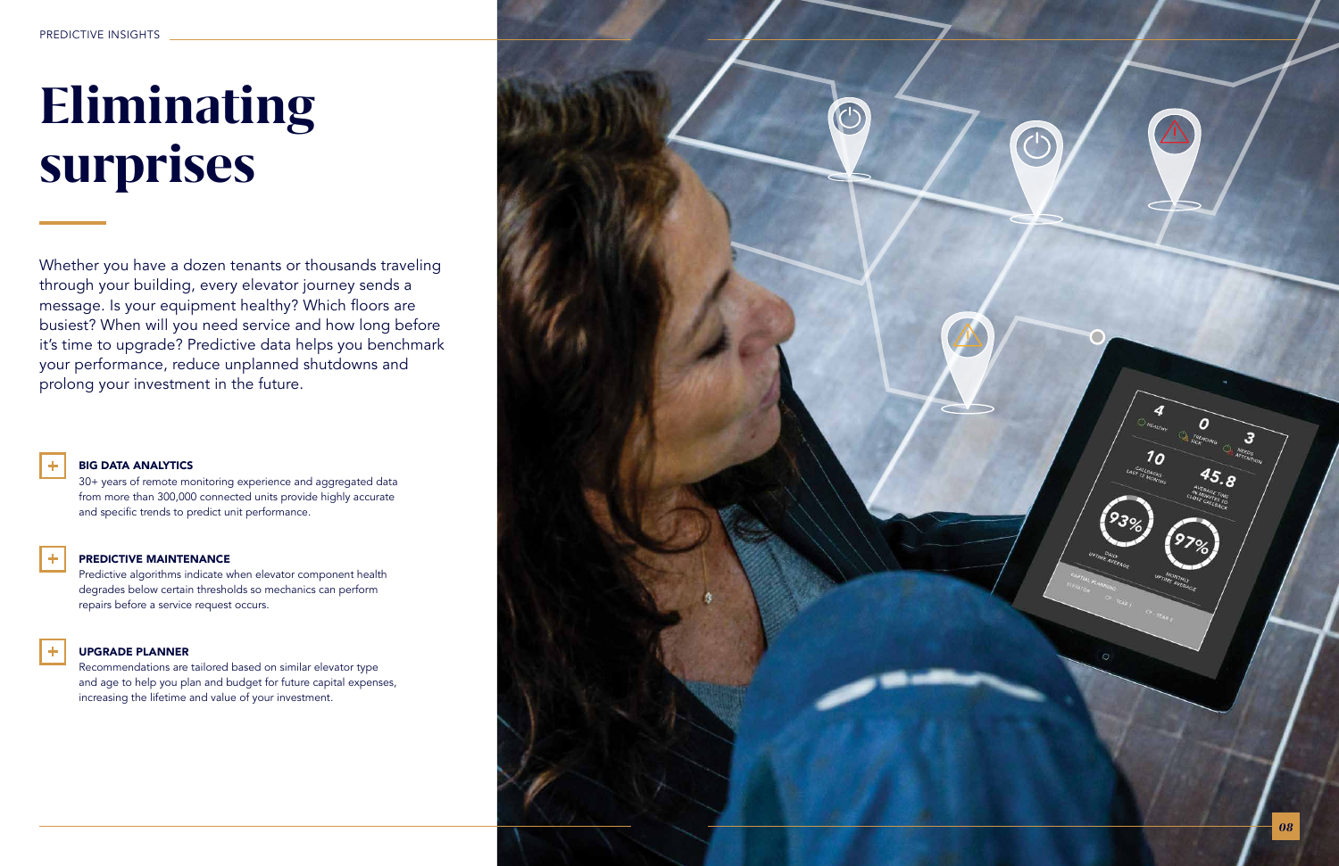# Eliminating surprises

Whether you have a dozen tenants or thousands traveling through your building, every elevator journey sends a message. Is your equipment healthy? Which floors are busiest? When will you need service and how long before it's time to upgrade? Predictive data helps you benchmark your performance, reduce unplanned shutdowns and prolong your investment in the future.

### BIG DATA ANALYTICS

30+ years of remote monitoring experience and aggregated data from more than 300,000 connected units provide highly accurate and specific trends to predict unit performance.

### PREDICTIVE MAINTENANCE

Predictive algorithms indicate when elevator component health degrades below certain thresholds so mechanics can perform repairs before a service request occurs.

### UPGRADE PLANNER

Recommendations are tailored based on similar elevator type and age to help you plan and budget for future capital expenses, increasing the lifetime and value of your investment.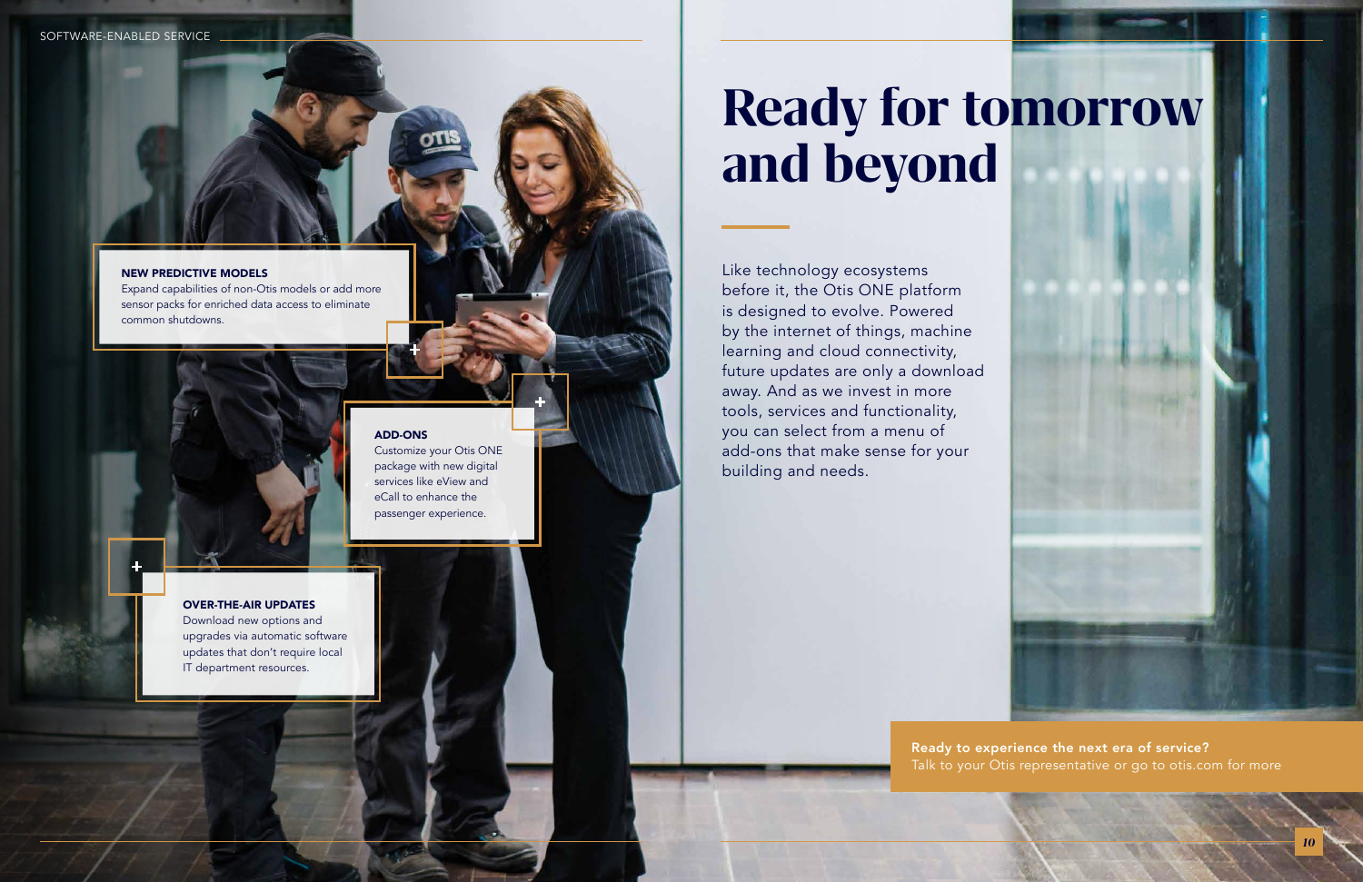# Ready for tomorrow and beyond

Like technology ecosystems before it, the Otis ONE platform is designed to evolve. Powered by the internet of things, machine learning and cloud connectivity, future updates are only a download away. And as we invest in more tools, services and functionality, you can select from a menu of add-ons that make sense for your building and needs.

**NEW PREDICTIVE MODELS**
Expand capabilities of non-Otis models or add more sensor packs for enriched data access to eliminate common shutdowns.

**ADD-ONS**
Customize your Otis ONE package with new digital services like eView and eCall to enhance the passenger experience.

**OVER-THE-AIR UPDATES**
Download new options and upgrades via automatic software updates that don't require local IT department resources.

**Ready to experience the next era of service?**
Talk to your Otis representative or go to otis.com for more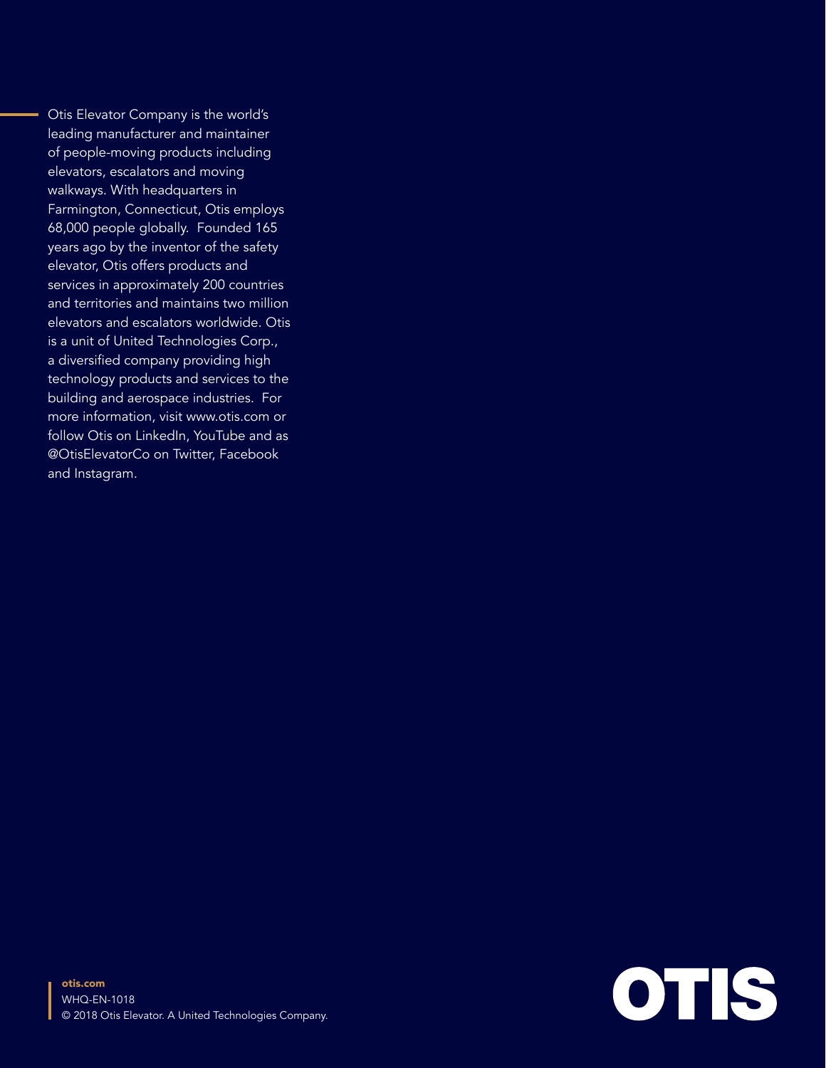Otis Elevator Company is the world's leading manufacturer and maintainer of people-moving products including elevators, escalators and moving walkways. With headquarters in Farmington, Connecticut, Otis employs 68,000 people globally. Founded 165 years ago by the inventor of the safety elevator, Otis offers products and services in approximately 200 countries and territories and maintains two million elevators and escalators worldwide. Otis is a unit of United Technologies Corp., a diversified company providing high technology products and services to the building and aerospace industries. For more information, visit www.otis.com or follow Otis on LinkedIn, YouTube and as @OtisElevatorCo on Twitter, Facebook and Instagram.

**otis.com**
WHQ-EN-1018
© 2018 Otis Elevator. A United Technologies Company.

OTIS